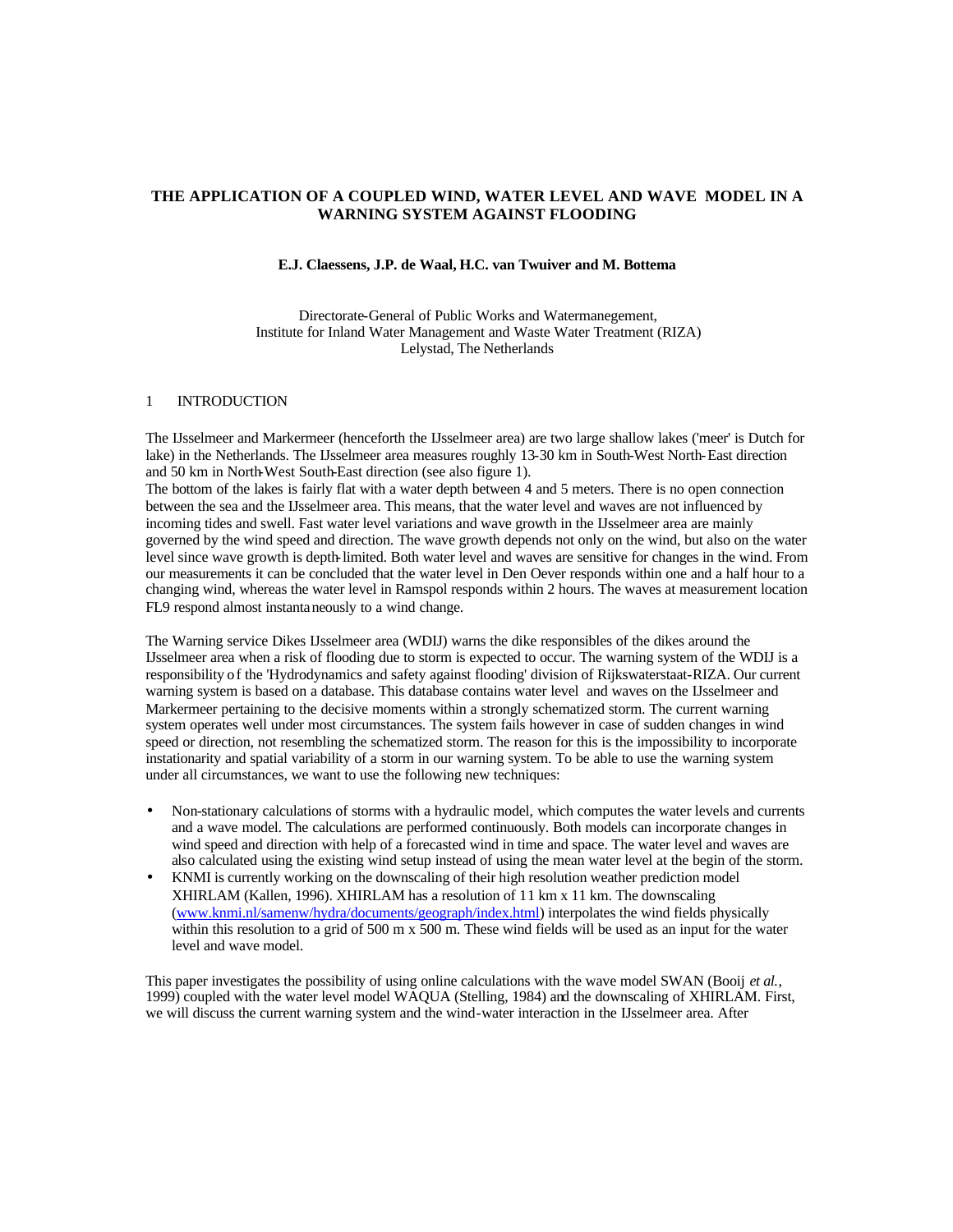# THE APPLICATION OF A COUPLED WIND, WATER LEVEL AND WAVE MODEL IN A WARNING SYSTEM AGAINST FLOODING

**E.J. Claessens, J.P. de Waal, H.C. van Twuiver and M. Bottema**

Directorate-General of Public Works and Watermanegement,
Institute for Inland Water Management and Waste Water Treatment (RIZA)
Lelystad, The Netherlands

## 1 INTRODUCTION

The IJsselmeer and Markermeer (henceforth the IJsselmeer area) are two large shallow lakes ('meer' is Dutch for lake) in the Netherlands. The IJsselmeer area measures roughly 13-30 km in South-West North-East direction and 50 km in North-West South-East direction (see also figure 1).
The bottom of the lakes is fairly flat with a water depth between 4 and 5 meters. There is no open connection between the sea and the IJsselmeer area. This means, that the water level and waves are not influenced by incoming tides and swell. Fast water level variations and wave growth in the IJsselmeer area are mainly governed by the wind speed and direction. The wave growth depends not only on the wind, but also on the water level since wave growth is depth-limited. Both water level and waves are sensitive for changes in the wind. From our measurements it can be concluded that the water level in Den Oever responds within one and a half hour to a changing wind, whereas the water level in Ramspol responds within 2 hours. The waves at measurement location FL9 respond almost instantaneously to a wind change.

The Warning service Dikes IJsselmeer area (WDIJ) warns the dike responsibles of the dikes around the IJsselmeer area when a risk of flooding due to storm is expected to occur. The warning system of the WDIJ is a responsibility of the 'Hydrodynamics and safety against flooding' division of Rijkswaterstaat-RIZA. Our current warning system is based on a database. This database contains water level and waves on the IJsselmeer and Markermeer pertaining to the decisive moments within a strongly schematized storm. The current warning system operates well under most circumstances. The system fails however in case of sudden changes in wind speed or direction, not resembling the schematized storm. The reason for this is the impossibility to incorporate instationarity and spatial variability of a storm in our warning system. To be able to use the warning system under all circumstances, we want to use the following new techniques:

- Non-stationary calculations of storms with a hydraulic model, which computes the water levels and currents and a wave model. The calculations are performed continuously. Both models can incorporate changes in wind speed and direction with help of a forecasted wind in time and space. The water level and waves are also calculated using the existing wind setup instead of using the mean water level at the begin of the storm.
- KNMI is currently working on the downscaling of their high resolution weather prediction model XHIRLAM (Kallen, 1996). XHIRLAM has a resolution of 11 km x 11 km. The downscaling (www.knmi.nl/samenw/hydra/documents/geograph/index.html) interpolates the wind fields physically within this resolution to a grid of 500 m x 500 m. These wind fields will be used as an input for the water level and wave model.

This paper investigates the possibility of using online calculations with the wave model SWAN (Booij *et al.*, 1999) coupled with the water level model WAQUA (Stelling, 1984) and the downscaling of XHIRLAM. First, we will discuss the current warning system and the wind-water interaction in the IJsselmeer area. After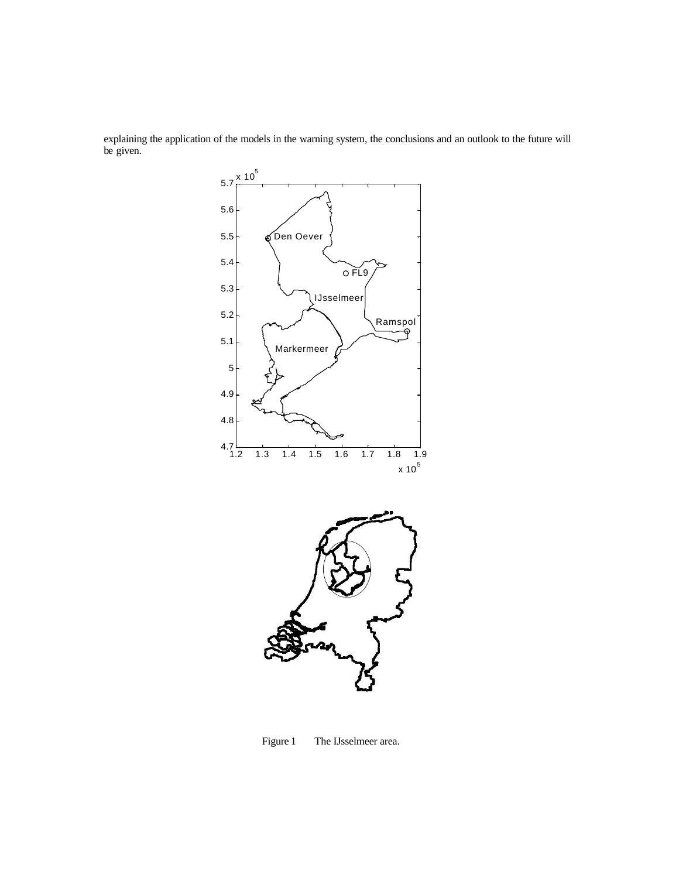explaining the application of the models in the warning system, the conclusions and an outlook to the future will be given.

Figure 1 The IJsselmeer area.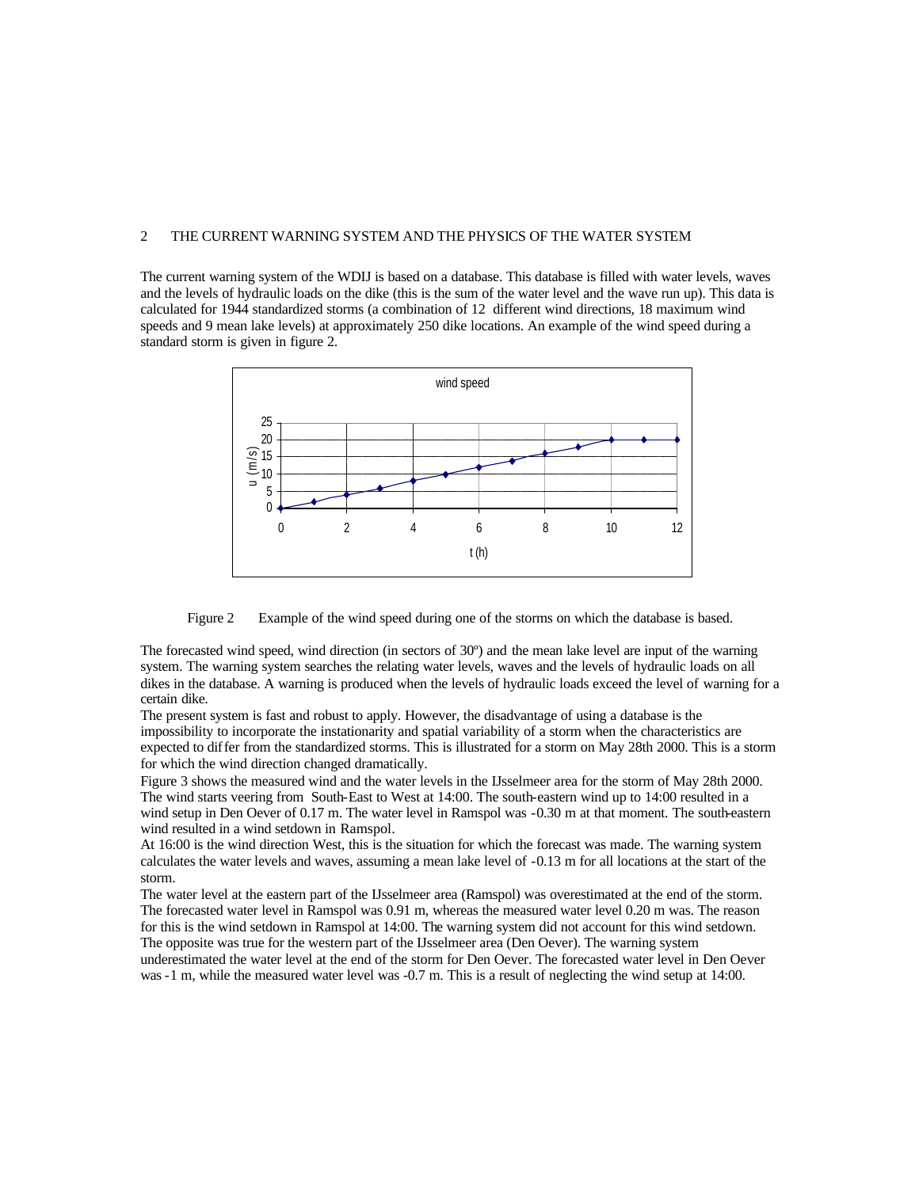## 2 THE CURRENT WARNING SYSTEM AND THE PHYSICS OF THE WATER SYSTEM

The current warning system of the WDIJ is based on a database. This database is filled with water levels, waves and the levels of hydraulic loads on the dike (this is the sum of the water level and the wave run up). This data is calculated for 1944 standardized storms (a combination of 12 different wind directions, 18 maximum wind speeds and 9 mean lake levels) at approximately 250 dike locations. An example of the wind speed during a standard storm is given in figure 2.

Figure 2 Example of the wind speed during one of the storms on which the database is based.

The forecasted wind speed, wind direction (in sectors of 30º) and the mean lake level are input of the warning system. The warning system searches the relating water levels, waves and the levels of hydraulic loads on all dikes in the database. A warning is produced when the levels of hydraulic loads exceed the level of warning for a certain dike.

The present system is fast and robust to apply. However, the disadvantage of using a database is the impossibility to incorporate the instationarity and spatial variability of a storm when the characteristics are expected to differ from the standardized storms. This is illustrated for a storm on May 28th 2000. This is a storm for which the wind direction changed dramatically.

Figure 3 shows the measured wind and the water levels in the IJsselmeer area for the storm of May 28th 2000. The wind starts veering from South-East to West at 14:00. The south-eastern wind up to 14:00 resulted in a wind setup in Den Oever of 0.17 m. The water level in Ramspol was -0.30 m at that moment. The south-eastern wind resulted in a wind setdown in Ramspol.

At 16:00 is the wind direction West, this is the situation for which the forecast was made. The warning system calculates the water levels and waves, assuming a mean lake level of -0.13 m for all locations at the start of the storm.

The water level at the eastern part of the IJsselmeer area (Ramspol) was overestimated at the end of the storm. The forecasted water level in Ramspol was 0.91 m, whereas the measured water level 0.20 m was. The reason for this is the wind setdown in Ramspol at 14:00. The warning system did not account for this wind setdown.

The opposite was true for the western part of the IJsselmeer area (Den Oever). The warning system underestimated the water level at the end of the storm for Den Oever. The forecasted water level in Den Oever was -1 m, while the measured water level was -0.7 m. This is a result of neglecting the wind setup at 14:00.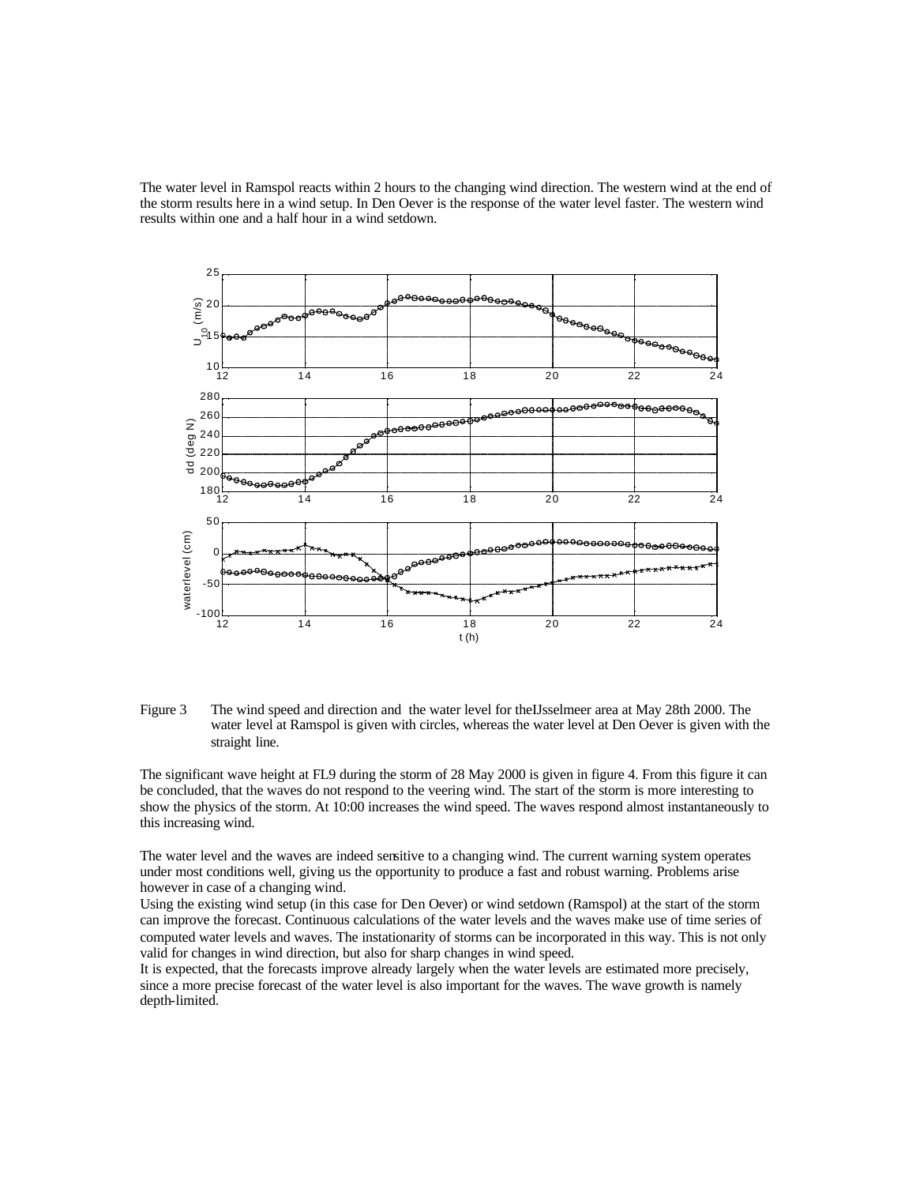The water level in Ramspol reacts within 2 hours to the changing wind direction. The western wind at the end of the storm results here in a wind setup. In Den Oever is the response of the water level faster. The western wind results within one and a half hour in a wind setdown.

Figure 3 The wind speed and direction and the water level for theIJsselmeer area at May 28th 2000. The water level at Ramspol is given with circles, whereas the water level at Den Oever is given with the straight line.

The significant wave height at FL9 during the storm of 28 May 2000 is given in figure 4. From this figure it can be concluded, that the waves do not respond to the veering wind. The start of the storm is more interesting to show the physics of the storm. At 10:00 increases the wind speed. The waves respond almost instantaneously to this increasing wind.

The water level and the waves are indeed sensitive to a changing wind. The current warning system operates under most conditions well, giving us the opportunity to produce a fast and robust warning. Problems arise however in case of a changing wind.

Using the existing wind setup (in this case for Den Oever) or wind setdown (Ramspol) at the start of the storm can improve the forecast. Continuous calculations of the water levels and the waves make use of time series of computed water levels and waves. The instationarity of storms can be incorporated in this way. This is not only valid for changes in wind direction, but also for sharp changes in wind speed.

It is expected, that the forecasts improve already largely when the water levels are estimated more precisely, since a more precise forecast of the water level is also important for the waves. The wave growth is namely depth-limited.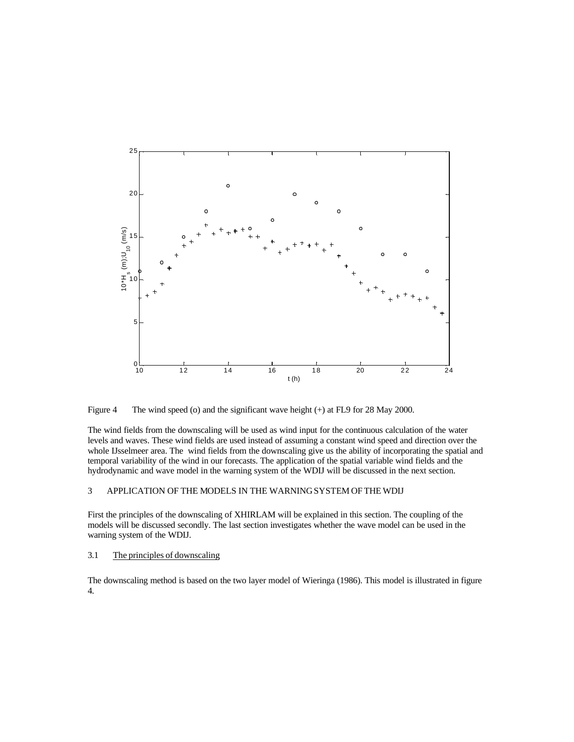Figure 4 The wind speed (o) and the significant wave height (+) at FL9 for 28 May 2000.

The wind fields from the downscaling will be used as wind input for the continuous calculation of the water levels and waves. These wind fields are used instead of assuming a constant wind speed and direction over the whole IJsselmeer area. The wind fields from the downscaling give us the ability of incorporating the spatial and temporal variability of the wind in our forecasts. The application of the spatial variable wind fields and the hydrodynamic and wave model in the warning system of the WDIJ will be discussed in the next section.

## 3 APPLICATION OF THE MODELS IN THE WARNING SYSTEM OF THE WDIJ

First the principles of the downscaling of XHIRLAM will be explained in this section. The coupling of the models will be discussed secondly. The last section investigates whether the wave model can be used in the warning system of the WDIJ.

### 3.1 The principles of downscaling

The downscaling method is based on the two layer model of Wieringa (1986). This model is illustrated in figure 4.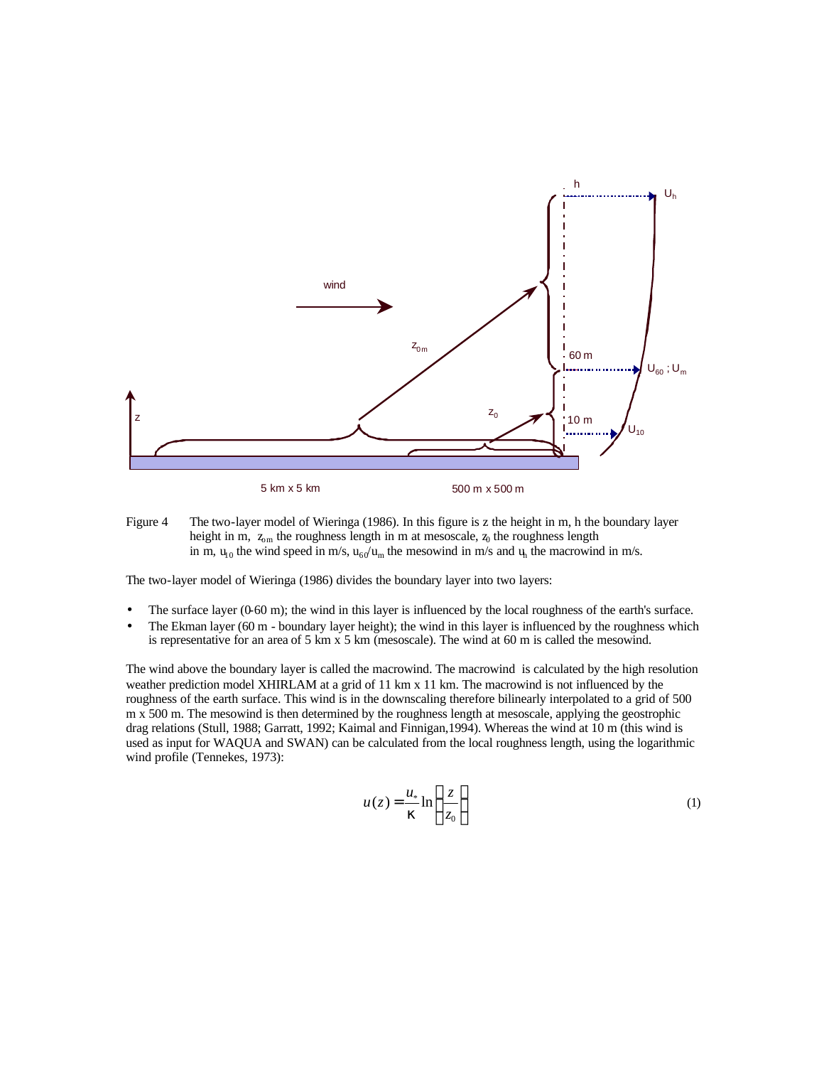Figure 4 The two-layer model of Wieringa (1986). In this figure is z the height in m, h the boundary layer height in m, $z_{0m}$ the roughness length in m at mesoscale, $z_0$ the roughness length in m, $u_{10}$ the wind speed in m/s, $u_{60}/u_m$ the mesowind in m/s and $u_h$ the macrowind in m/s.

The two-layer model of Wieringa (1986) divides the boundary layer into two layers:

- The surface layer (0-60 m); the wind in this layer is influenced by the local roughness of the earth's surface.
- The Ekman layer (60 m - boundary layer height); the wind in this layer is influenced by the roughness which is representative for an area of 5 km x 5 km (mesoscale). The wind at 60 m is called the mesowind.

The wind above the boundary layer is called the macrowind. The macrowind is calculated by the high resolution weather prediction model XHIRLAM at a grid of 11 km x 11 km. The macrowind is not influenced by the roughness of the earth surface. This wind is in the downscaling therefore bilinearly interpolated to a grid of 500 m x 500 m. The mesowind is then determined by the roughness length at mesoscale, applying the geostrophic drag relations (Stull, 1988; Garratt, 1992; Kaimal and Finnigan,1994). Whereas the wind at 10 m (this wind is used as input for WAQUA and SWAN) can be calculated from the local roughness length, using the logarithmic wind profile (Tennekes, 1973):

$$u(z) = \frac{u_*}{\kappa} \ln\left(\frac{z}{z_0}\right) \tag{1}$$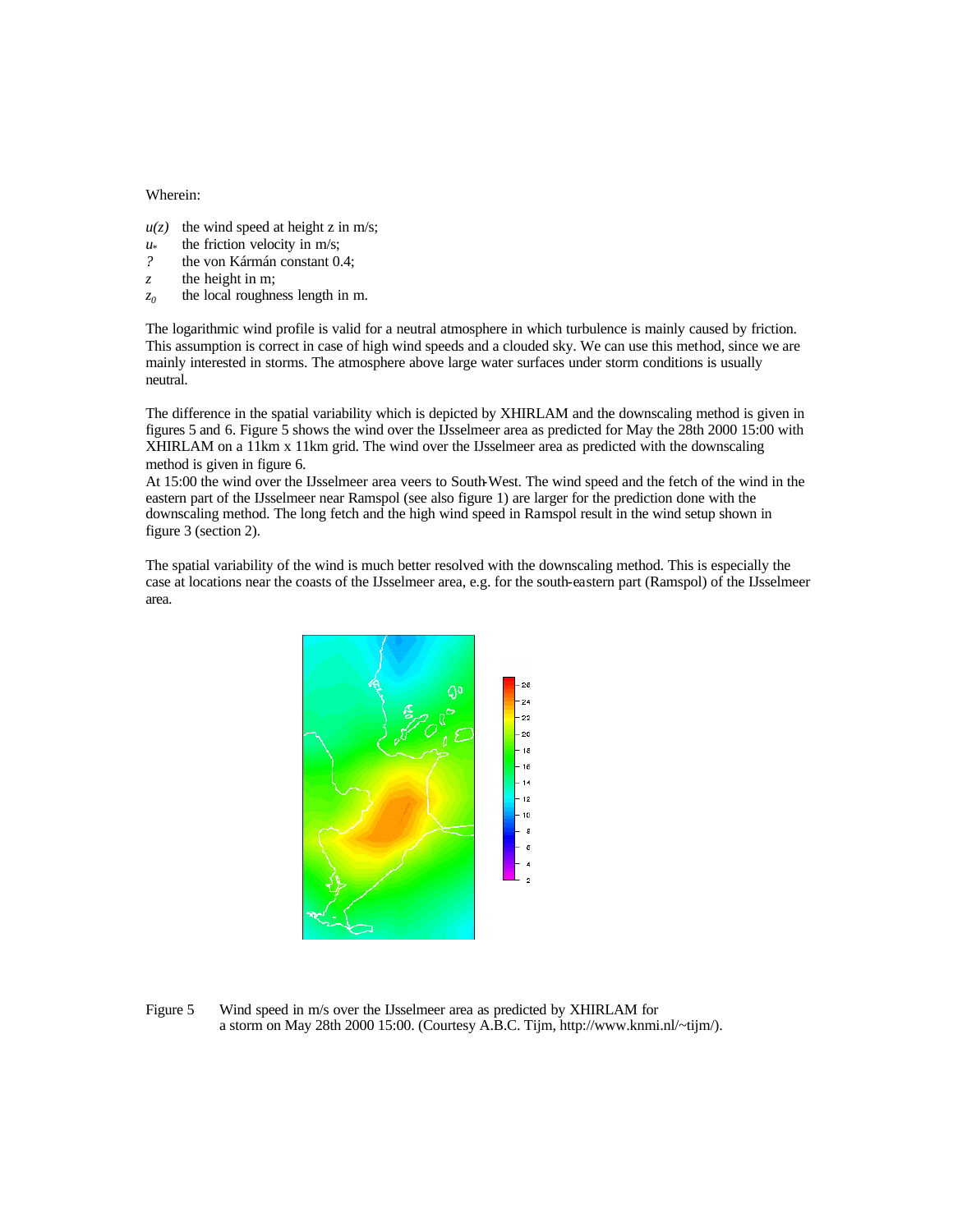Wherein:

- $u(z)$ the wind speed at height z in m/s;
- $u_*$ the friction velocity in m/s;
- $\kappa$ the von Kármán constant 0.4;
- $z$ the height in m;
- $z_0$ the local roughness length in m.

The logarithmic wind profile is valid for a neutral atmosphere in which turbulence is mainly caused by friction. This assumption is correct in case of high wind speeds and a clouded sky. We can use this method, since we are mainly interested in storms. The atmosphere above large water surfaces under storm conditions is usually neutral.

The difference in the spatial variability which is depicted by XHIRLAM and the downscaling method is given in figures 5 and 6. Figure 5 shows the wind over the IJsselmeer area as predicted for May the 28th 2000 15:00 with XHIRLAM on a 11km x 11km grid. The wind over the IJsselmeer area as predicted with the downscaling method is given in figure 6.
At 15:00 the wind over the IJsselmeer area veers to South-West. The wind speed and the fetch of the wind in the eastern part of the IJsselmeer near Ramspol (see also figure 1) are larger for the prediction done with the downscaling method. The long fetch and the high wind speed in Ramspol result in the wind setup shown in figure 3 (section 2).

The spatial variability of the wind is much better resolved with the downscaling method. This is especially the case at locations near the coasts of the IJsselmeer area, e.g. for the south-eastern part (Ramspol) of the IJsselmeer area.

Figure 5 Wind speed in m/s over the IJsselmeer area as predicted by XHIRLAM for a storm on May 28th 2000 15:00. (Courtesy A.B.C. Tijm, http://www.knmi.nl/~tijm/).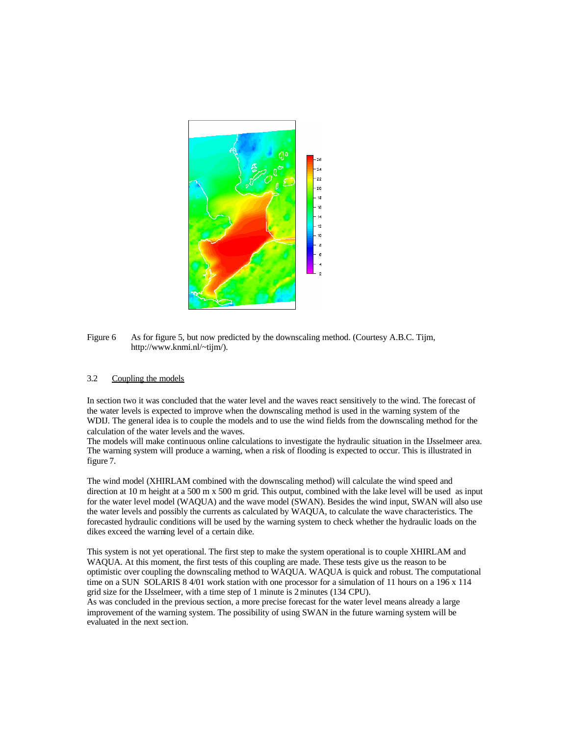Figure 6 As for figure 5, but now predicted by the downscaling method. (Courtesy A.B.C. Tijm, http://www.knmi.nl/~tijm/).

### 3.2 Coupling the models

In section two it was concluded that the water level and the waves react sensitively to the wind. The forecast of the water levels is expected to improve when the downscaling method is used in the warning system of the WDIJ. The general idea is to couple the models and to use the wind fields from the downscaling method for the calculation of the water levels and the waves.
The models will make continuous online calculations to investigate the hydraulic situation in the IJsselmeer area. The warning system will produce a warning, when a risk of flooding is expected to occur. This is illustrated in figure 7.

The wind model (XHIRLAM combined with the downscaling method) will calculate the wind speed and direction at 10 m height at a 500 m x 500 m grid. This output, combined with the lake level will be used as input for the water level model (WAQUA) and the wave model (SWAN). Besides the wind input, SWAN will also use the water levels and possibly the currents as calculated by WAQUA, to calculate the wave characteristics. The forecasted hydraulic conditions will be used by the warning system to check whether the hydraulic loads on the dikes exceed the warning level of a certain dike.

This system is not yet operational. The first step to make the system operational is to couple XHIRLAM and WAQUA. At this moment, the first tests of this coupling are made. These tests give us the reason to be optimistic over coupling the downscaling method to WAQUA. WAQUA is quick and robust. The computational time on a SUN SOLARIS 8 4/01 work station with one processor for a simulation of 11 hours on a 196 x 114 grid size for the IJsselmeer, with a time step of 1 minute is 2 minutes (134 CPU).
As was concluded in the previous section, a more precise forecast for the water level means already a large improvement of the warning system. The possibility of using SWAN in the future warning system will be evaluated in the next section.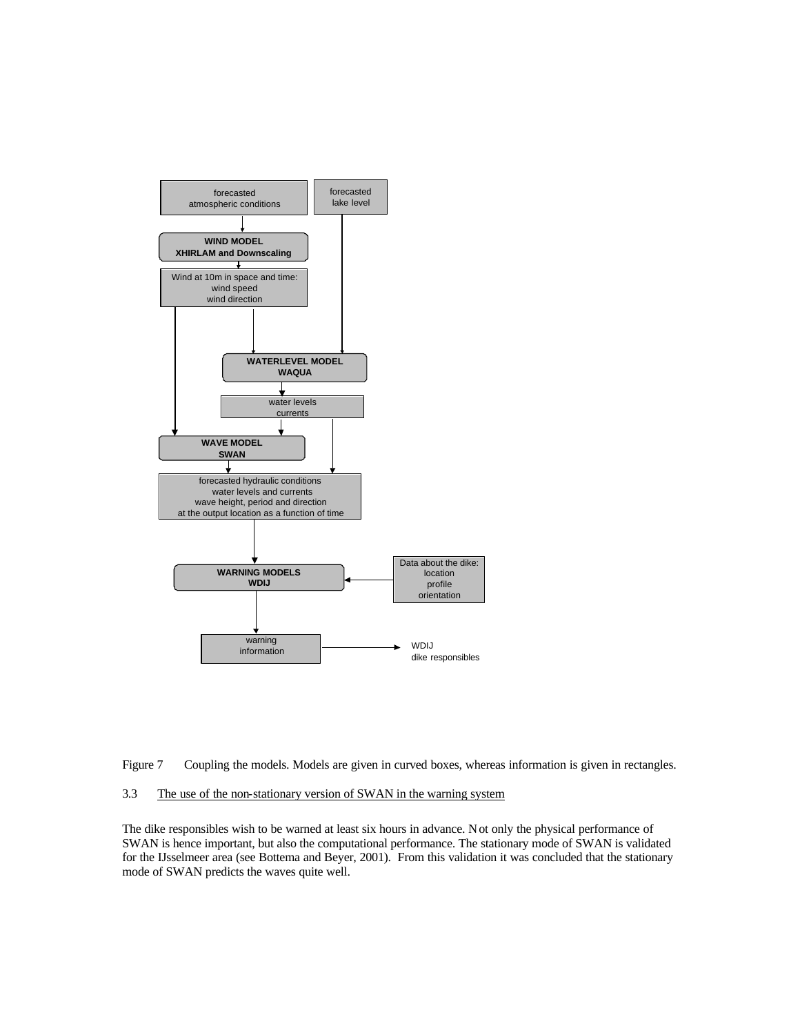Figure 7 Coupling the models. Models are given in curved boxes, whereas information is given in rectangles.

### 3.3 The use of the non-stationary version of SWAN in the warning system

The dike responsibles wish to be warned at least six hours in advance. Not only the physical performance of SWAN is hence important, but also the computational performance. The stationary mode of SWAN is validated for the IJsselmeer area (see Bottema and Beyer, 2001). From this validation it was concluded that the stationary mode of SWAN predicts the waves quite well.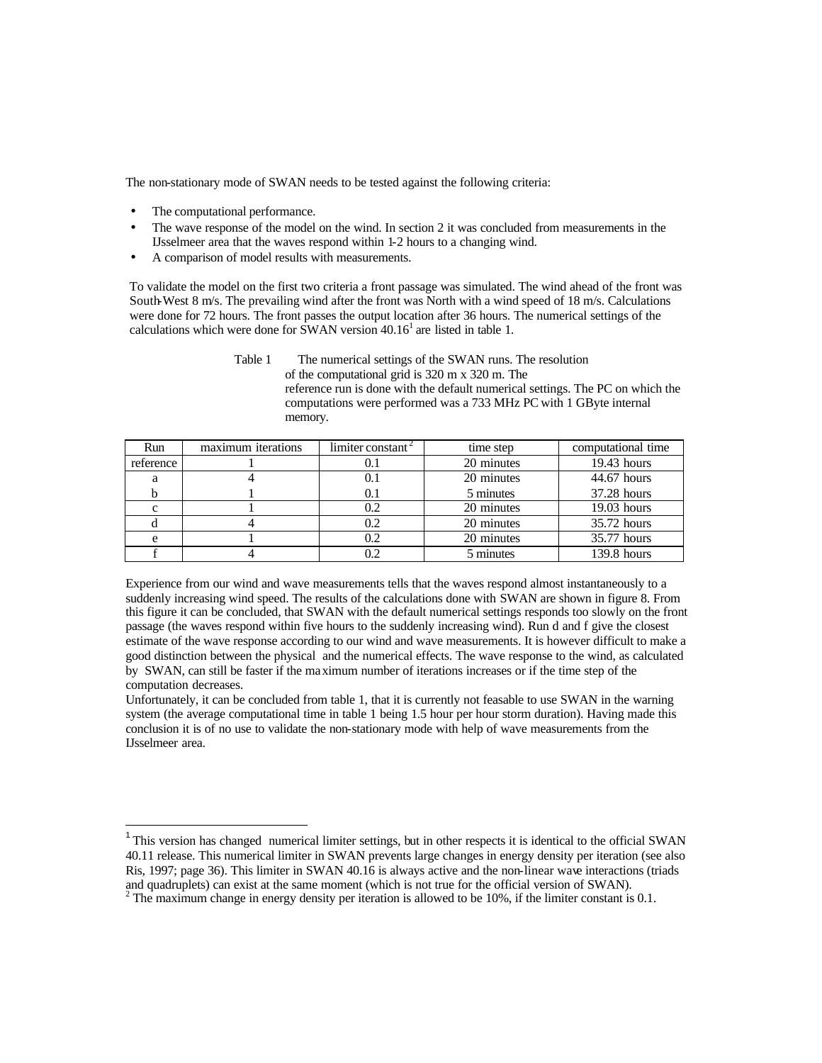The non-stationary mode of SWAN needs to be tested against the following criteria:

- The computational performance.
- The wave response of the model on the wind. In section 2 it was concluded from measurements in the IJsselmeer area that the waves respond within 1-2 hours to a changing wind.
- A comparison of model results with measurements.

To validate the model on the first two criteria a front passage was simulated. The wind ahead of the front was South-West 8 m/s. The prevailing wind after the front was North with a wind speed of 18 m/s. Calculations were done for 72 hours. The front passes the output location after 36 hours. The numerical settings of the calculations which were done for SWAN version 40.16[1] are listed in table 1.

Table 1 The numerical settings of the SWAN runs. The resolution of the computational grid is 320 m x 320 m. The reference run is done with the default numerical settings. The PC on which the computations were performed was a 733 MHz PC with 1 GByte internal memory.

| Run | maximum iterations | limiter constant[2] | time step | computational time |
|---|---|---|---|---|
| reference | 1 | 0.1 | 20 minutes | 19.43 hours |
| a | 4 | 0.1 | 20 minutes | 44.67 hours |
| b | 1 | 0.1 | 5 minutes | 37.28 hours |
| c | 1 | 0.2 | 20 minutes | 19.03 hours |
| d | 4 | 0.2 | 20 minutes | 35.72 hours |
| e | 1 | 0.2 | 20 minutes | 35.77 hours |
| f | 4 | 0.2 | 5 minutes | 139.8 hours |

Experience from our wind and wave measurements tells that the waves respond almost instantaneously to a suddenly increasing wind speed. The results of the calculations done with SWAN are shown in figure 8. From this figure it can be concluded, that SWAN with the default numerical settings responds too slowly on the front passage (the waves respond within five hours to the suddenly increasing wind). Run d and f give the closest estimate of the wave response according to our wind and wave measurements. It is however difficult to make a good distinction between the physical and the numerical effects. The wave response to the wind, as calculated by SWAN, can still be faster if the maximum number of iterations increases or if the time step of the computation decreases.
Unfortunately, it can be concluded from table 1, that it is currently not feasable to use SWAN in the warning system (the average computational time in table 1 being 1.5 hour per hour storm duration). Having made this conclusion it is of no use to validate the non-stationary mode with help of wave measurements from the IJsselmeer area.

---

[1] This version has changed numerical limiter settings, but in other respects it is identical to the official SWAN 40.11 release. This numerical limiter in SWAN prevents large changes in energy density per iteration (see also Ris, 1997; page 36). This limiter in SWAN 40.16 is always active and the non-linear wave interactions (triads and quadruplets) can exist at the same moment (which is not true for the official version of SWAN).

[2] The maximum change in energy density per iteration is allowed to be 10%, if the limiter constant is 0.1.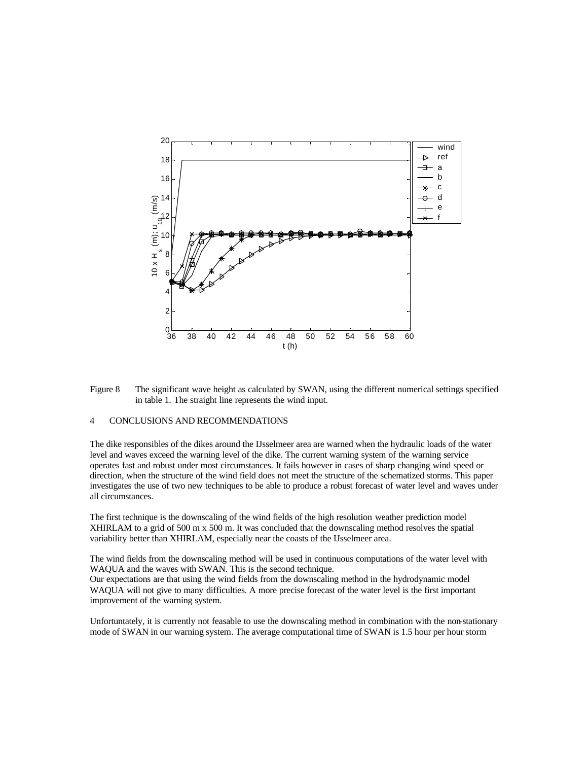Figure 8 The significant wave height as calculated by SWAN, using the different numerical settings specified in table 1. The straight line represents the wind input.

## 4 CONCLUSIONS AND RECOMMENDATIONS

The dike responsibles of the dikes around the IJsselmeer area are warned when the hydraulic loads of the water level and waves exceed the warning level of the dike. The current warning system of the warning service operates fast and robust under most circumstances. It fails however in cases of sharp changing wind speed or direction, when the structure of the wind field does not meet the structure of the schematized storms. This paper investigates the use of two new techniques to be able to produce a robust forecast of water level and waves under all circumstances.

The first technique is the downscaling of the wind fields of the high resolution weather prediction model XHIRLAM to a grid of 500 m x 500 m. It was concluded that the downscaling method resolves the spatial variability better than XHIRLAM, especially near the coasts of the IJsselmeer area.

The wind fields from the downscaling method will be used in continuous computations of the water level with WAQUA and the waves with SWAN. This is the second technique.
Our expectations are that using the wind fields from the downscaling method in the hydrodynamic model WAQUA will not give to many difficulties. A more precise forecast of the water level is the first important improvement of the warning system.

Unfortuntately, it is currently not feasable to use the downscaling method in combination with the non-stationary mode of SWAN in our warning system. The average computational time of SWAN is 1.5 hour per hour storm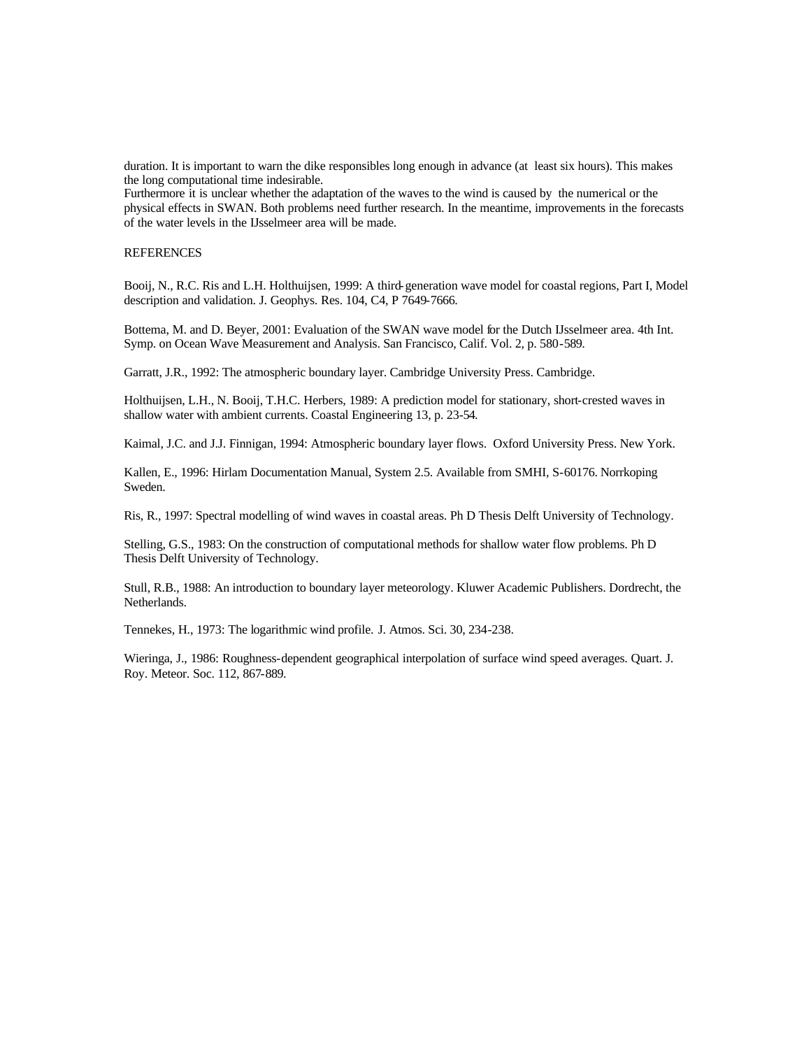duration. It is important to warn the dike responsibles long enough in advance (at least six hours). This makes the long computational time indesirable.

Furthermore it is unclear whether the adaptation of the waves to the wind is caused by the numerical or the physical effects in SWAN. Both problems need further research. In the meantime, improvements in the forecasts of the water levels in the IJsselmeer area will be made.

## REFERENCES

Booij, N., R.C. Ris and L.H. Holthuijsen, 1999: A third-generation wave model for coastal regions, Part I, Model description and validation. J. Geophys. Res. 104, C4, P 7649-7666.

Bottema, M. and D. Beyer, 2001: Evaluation of the SWAN wave model for the Dutch IJsselmeer area. 4th Int. Symp. on Ocean Wave Measurement and Analysis. San Francisco, Calif. Vol. 2, p. 580-589.

Garratt, J.R., 1992: The atmospheric boundary layer. Cambridge University Press. Cambridge.

Holthuijsen, L.H., N. Booij, T.H.C. Herbers, 1989: A prediction model for stationary, short-crested waves in shallow water with ambient currents. Coastal Engineering 13, p. 23-54.

Kaimal, J.C. and J.J. Finnigan, 1994: Atmospheric boundary layer flows. Oxford University Press. New York.

Kallen, E., 1996: Hirlam Documentation Manual, System 2.5. Available from SMHI, S-60176. Norrkoping Sweden.

Ris, R., 1997: Spectral modelling of wind waves in coastal areas. Ph D Thesis Delft University of Technology.

Stelling, G.S., 1983: On the construction of computational methods for shallow water flow problems. Ph D Thesis Delft University of Technology.

Stull, R.B., 1988: An introduction to boundary layer meteorology. Kluwer Academic Publishers. Dordrecht, the Netherlands.

Tennekes, H., 1973: The logarithmic wind profile. J. Atmos. Sci. 30, 234-238.

Wieringa, J., 1986: Roughness-dependent geographical interpolation of surface wind speed averages. Quart. J. Roy. Meteor. Soc. 112, 867-889.